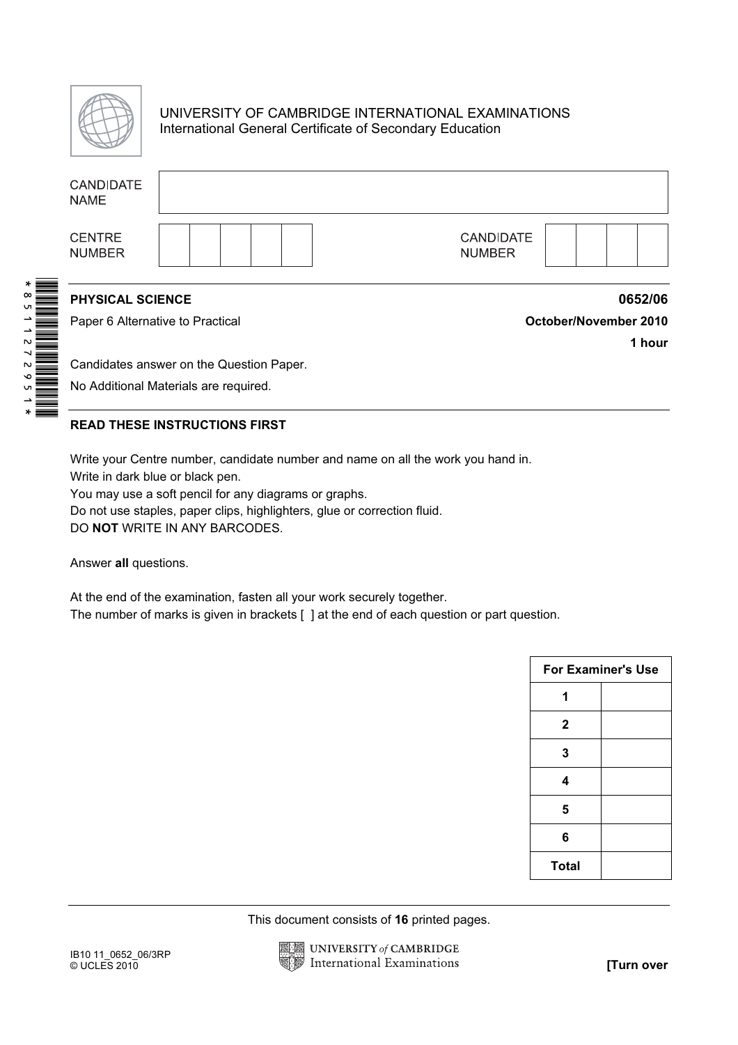UNIVERSITY OF CAMBRIDGE INTERNATIONAL EXAMINATIONS
International General Certificate of Secondary Education

CANDIDATE NAME

CENTRE NUMBER

CANDIDATE NUMBER

*8511272951*

**PHYSICAL SCIENCE** **0652/06**

Paper 6 Alternative to Practical **October/November 2010**

**1 hour**

Candidates answer on the Question Paper.

No Additional Materials are required.

**READ THESE INSTRUCTIONS FIRST**

Write your Centre number, candidate number and name on all the work you hand in.
Write in dark blue or black pen.
You may use a soft pencil for any diagrams or graphs.
Do not use staples, paper clips, highlighters, glue or correction fluid.
DO **NOT** WRITE IN ANY BARCODES.

Answer **all** questions.

At the end of the examination, fasten all your work securely together.
The number of marks is given in brackets [ ] at the end of each question or part question.

| For Examiner's Use | |
|---|---|
| 1 | |
| 2 | |
| 3 | |
| 4 | |
| 5 | |
| 6 | |
| Total | |

This document consists of **16** printed pages.

IB10 11_0652_06/3RP
© UCLES 2010

**[Turn over**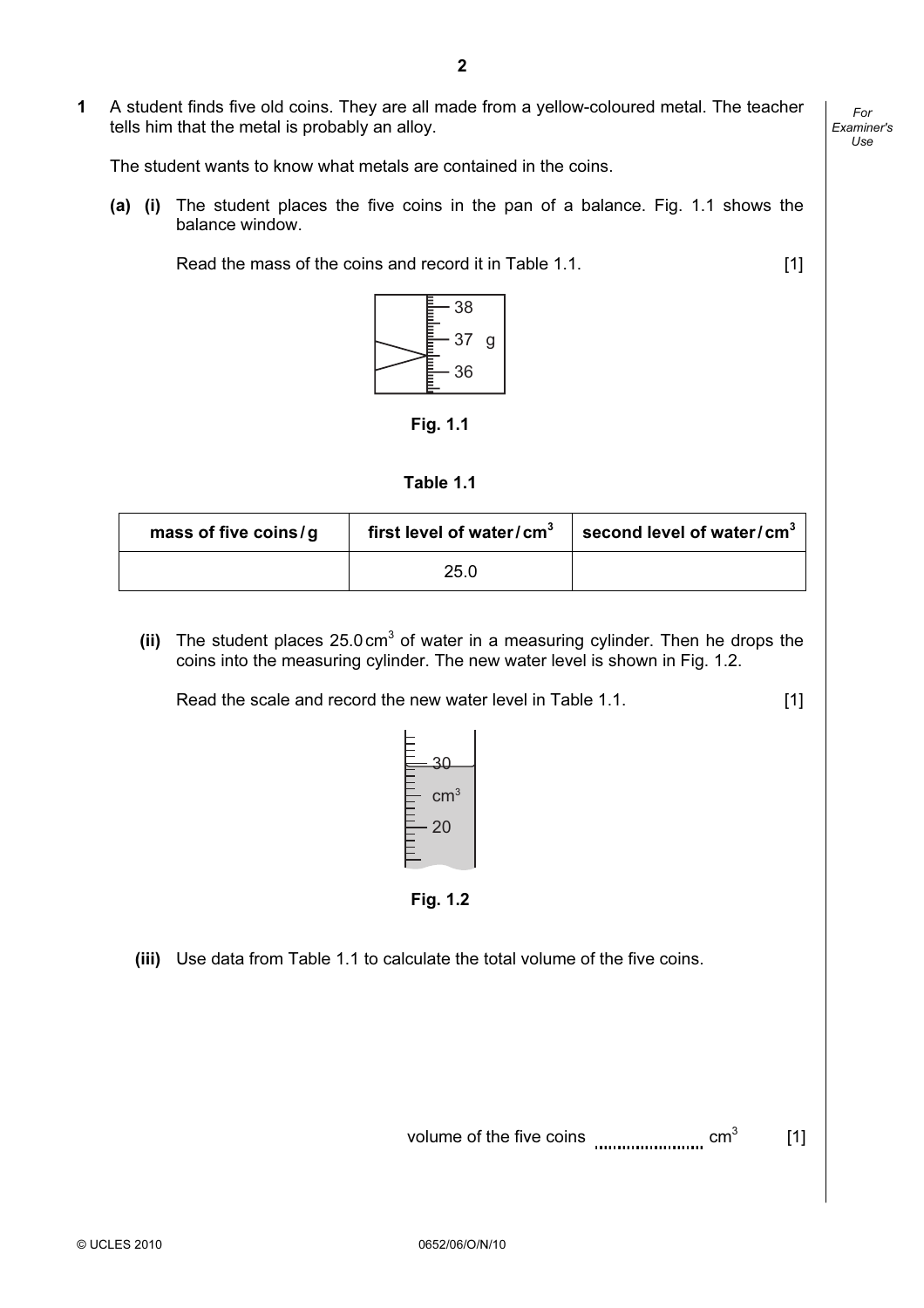**1** A student finds five old coins. They are all made from a yellow-coloured metal. The teacher tells him that the metal is probably an alloy.

The student wants to know what metals are contained in the coins.

**(a) (i)** The student places the five coins in the pan of a balance. Fig. 1.1 shows the balance window.

Read the mass of the coins and record it in Table 1.1. [1]

38

37 g

36

**Fig. 1.1**

**Table 1.1**

| mass of five coins / g | first level of water / $cm^3$ | second level of water / $cm^3$ |
|---|---|---|
| | 25.0 | |

**(ii)** The student places 25.0 $cm^3$ of water in a measuring cylinder. Then he drops the coins into the measuring cylinder. The new water level is shown in Fig. 1.2.

Read the scale and record the new water level in Table 1.1. [1]

30

$cm^3$

20

**Fig. 1.2**

**(iii)** Use data from Table 1.1 to calculate the total volume of the five coins.

volume of the five coins .......................... $cm^3$ [1]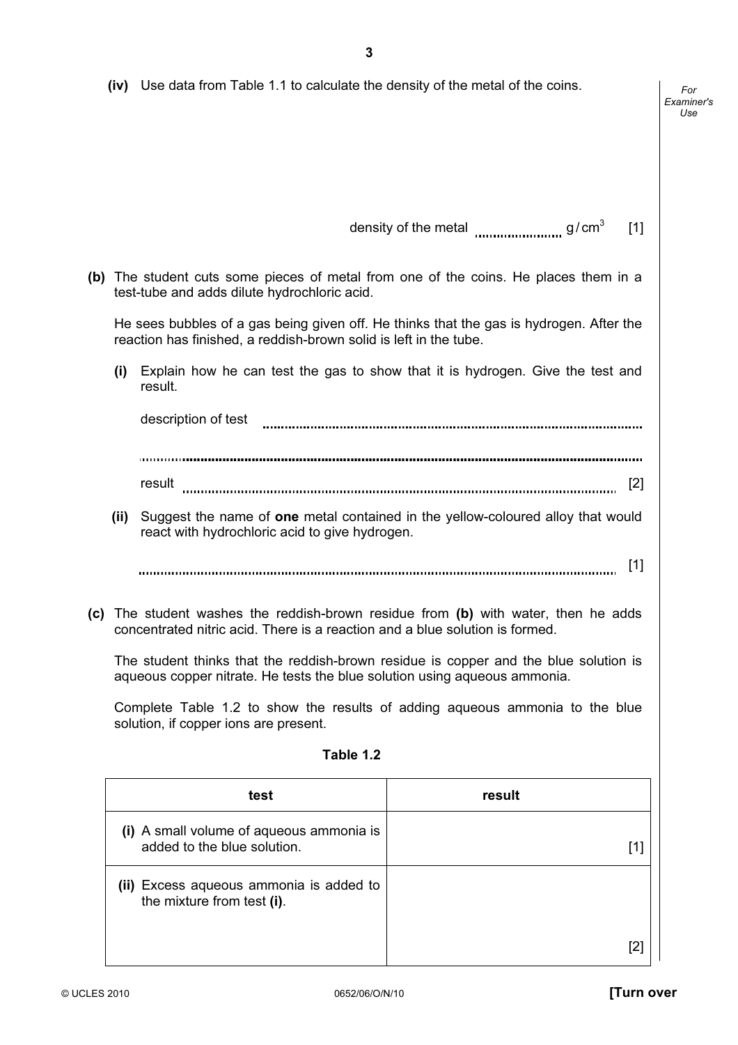**(iv)** Use data from Table 1.1 to calculate the density of the metal of the coins.

density of the metal .................... $g/cm^3$ [1]

**(b)** The student cuts some pieces of metal from one of the coins. He places them in a test-tube and adds dilute hydrochloric acid.

He sees bubbles of a gas being given off. He thinks that the gas is hydrogen. After the reaction has finished, a reddish-brown solid is left in the tube.

**(i)** Explain how he can test the gas to show that it is hydrogen. Give the test and result.

description of test ..........................................................................................

.......................................................................................................................

result ............................................................................................................ [2]

**(ii)** Suggest the name of **one** metal contained in the yellow-coloured alloy that would react with hydrochloric acid to give hydrogen.

....................................................................................................................... [1]

**(c)** The student washes the reddish-brown residue from **(b)** with water, then he adds concentrated nitric acid. There is a reaction and a blue solution is formed.

The student thinks that the reddish-brown residue is copper and the blue solution is aqueous copper nitrate. He tests the blue solution using aqueous ammonia.

Complete Table 1.2 to show the results of adding aqueous ammonia to the blue solution, if copper ions are present.

**Table 1.2**

| test | result |
|---|---|
| **(i)** A small volume of aqueous ammonia is added to the blue solution. | [1] |
| **(ii)** Excess aqueous ammonia is added to the mixture from test **(i)**. | [2] |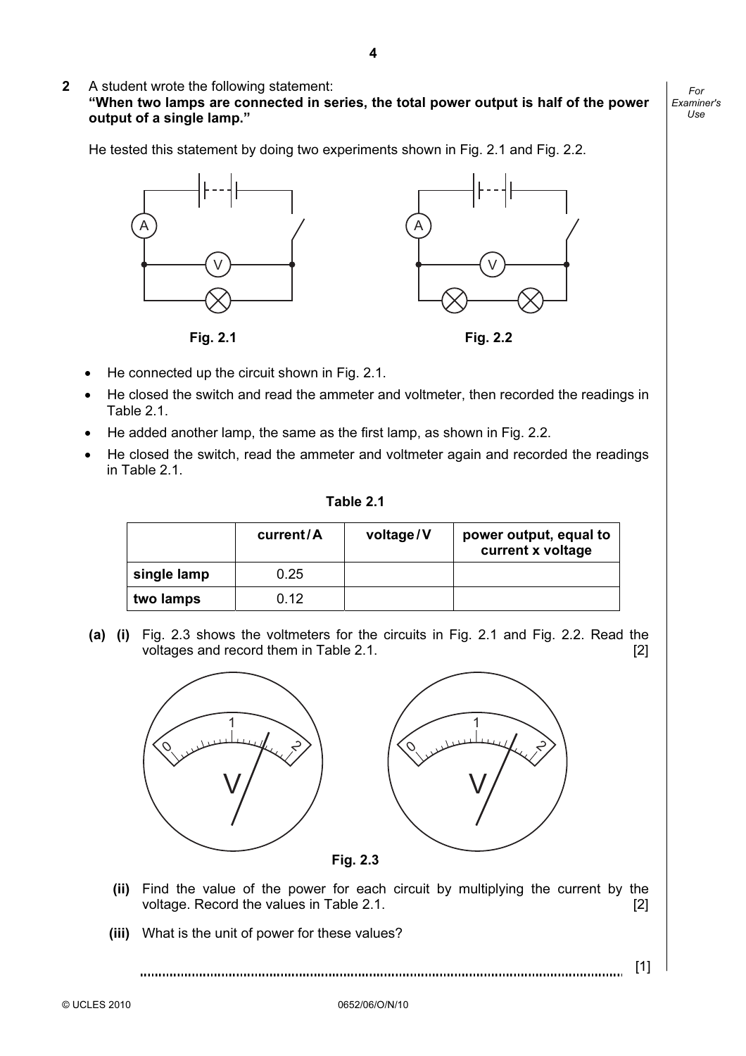**2** A student wrote the following statement:
**"When two lamps are connected in series, the total power output is half of the power output of a single lamp."**

He tested this statement by doing two experiments shown in Fig. 2.1 and Fig. 2.2.

Fig. 2.1

Fig. 2.2

- He connected up the circuit shown in Fig. 2.1.
- He closed the switch and read the ammeter and voltmeter, then recorded the readings in Table 2.1.
- He added another lamp, the same as the first lamp, as shown in Fig. 2.2.
- He closed the switch, read the ammeter and voltmeter again and recorded the readings in Table 2.1.

**Table 2.1**

| | current / A | voltage / V | power output, equal to current x voltage |
|---|---|---|---|
| **single lamp** | 0.25 | | |
| **two lamps** | 0.12 | | |

**(a) (i)** Fig. 2.3 shows the voltmeters for the circuits in Fig. 2.1 and Fig. 2.2. Read the voltages and record them in Table 2.1. [2]

**Fig. 2.3**

**(ii)** Find the value of the power for each circuit by multiplying the current by the voltage. Record the values in Table 2.1. [2]

**(iii)** What is the unit of power for these values?

.................................................................................................................................... [1]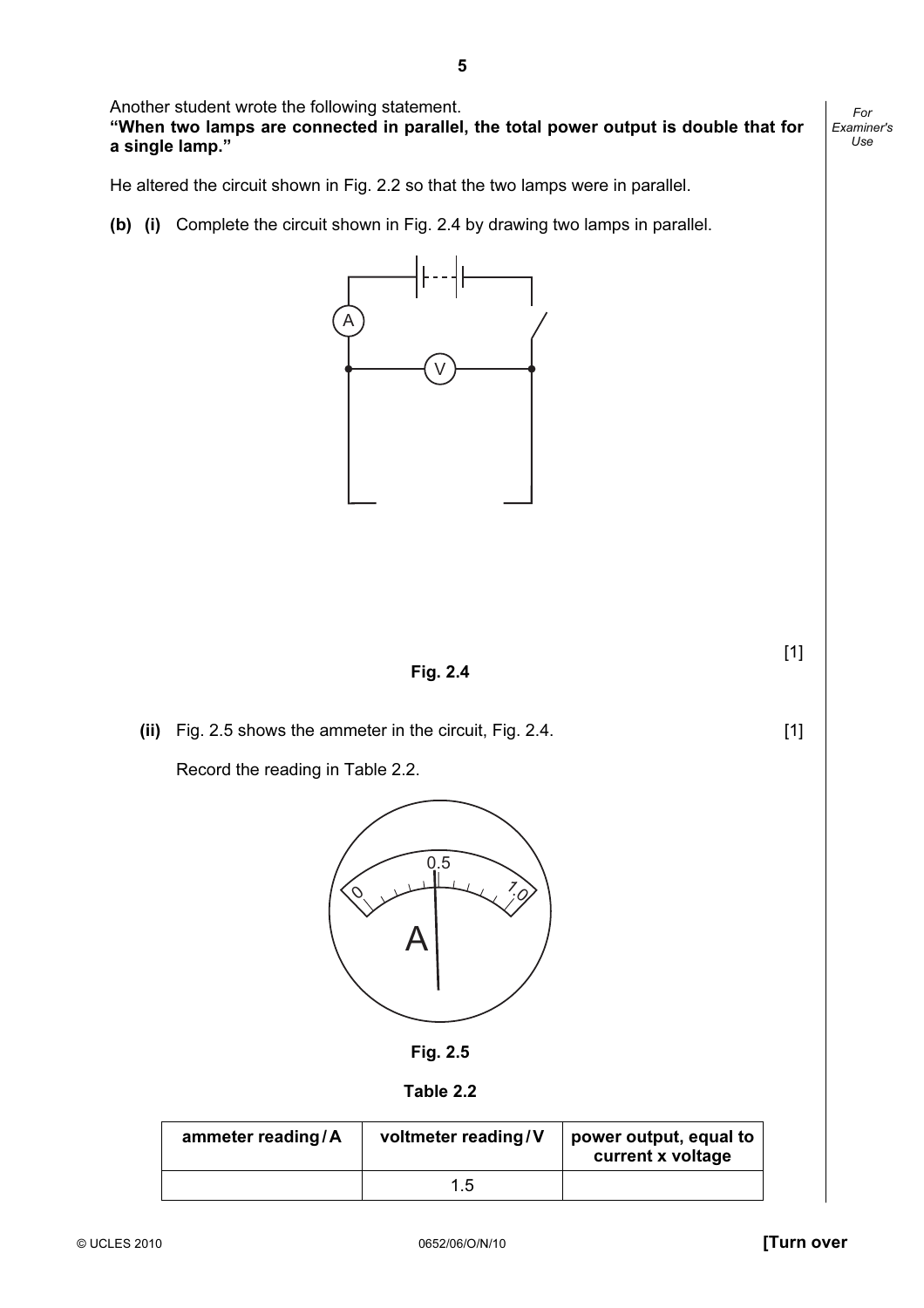Another student wrote the following statement.

**"When two lamps are connected in parallel, the total power output is double that for a single lamp."**

He altered the circuit shown in Fig. 2.2 so that the two lamps were in parallel.

**(b) (i)** Complete the circuit shown in Fig. 2.4 by drawing two lamps in parallel.

[1]

**Fig. 2.4**

**(ii)** Fig. 2.5 shows the ammeter in the circuit, Fig. 2.4. [1]

Record the reading in Table 2.2.

**Fig. 2.5**

**Table 2.2**

| ammeter reading / A | voltmeter reading / V | power output, equal to current x voltage |
| --- | --- | --- |
| | 1.5 | |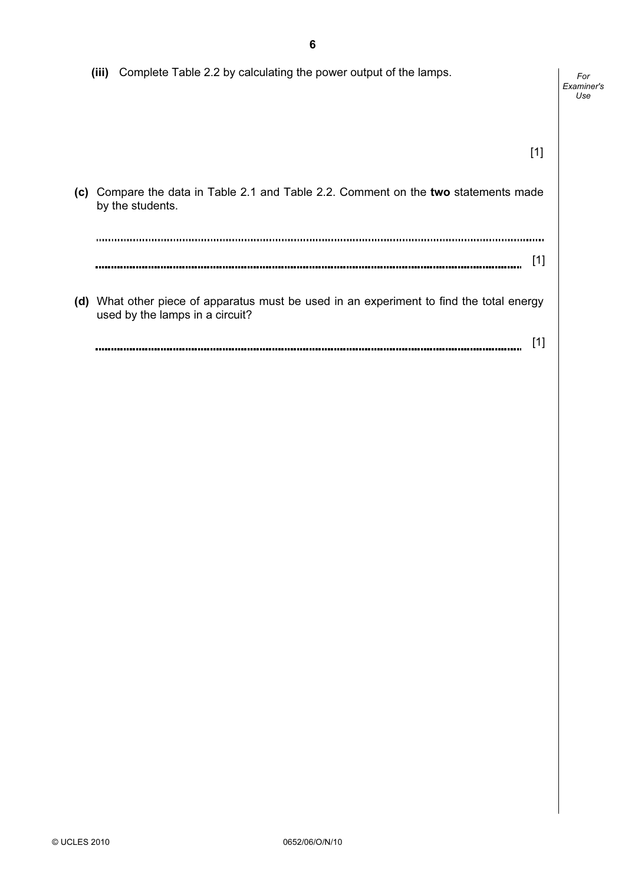**(iii)** Complete Table 2.2 by calculating the power output of the lamps.

[1]

**(c)** Compare the data in Table 2.1 and Table 2.2. Comment on the **two** statements made by the students.

..........................................................................................................................................

.......................................................................................................................................... [1]

**(d)** What other piece of apparatus must be used in an experiment to find the total energy used by the lamps in a circuit?

.......................................................................................................................................... [1]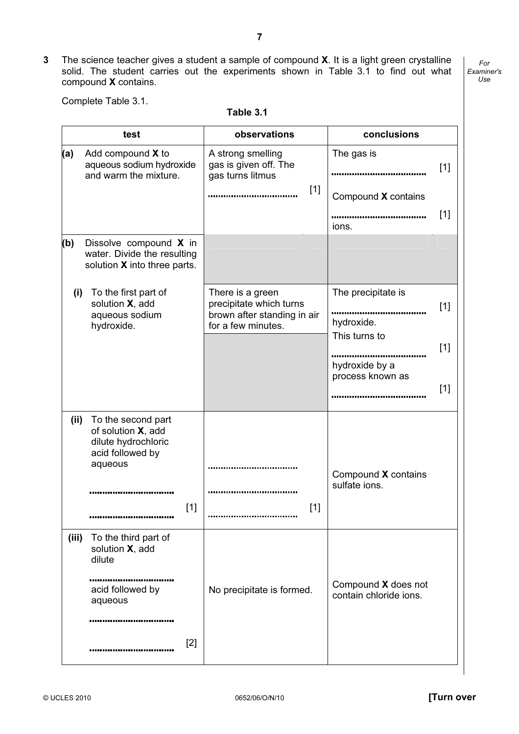**3** The science teacher gives a student a sample of compound **X**. It is a light green crystalline solid. The student carries out the experiments shown in Table 3.1 to find out what compound **X** contains.

Complete Table 3.1.

**Table 3.1**

| test | observations | conclusions |
|---|---|---|
| **(a)** Add compound **X** to aqueous sodium hydroxide and warm the mixture. | A strong smelling gas is given off. The gas turns litmus ................................ [1] | The gas is ................................ [1] Compound **X** contains ................................ [1] ions. |
| **(b)** Dissolve compound **X** in water. Divide the resulting solution **X** into three parts. | | |
| **(i)** To the first part of solution **X**, add aqueous sodium hydroxide. | There is a green precipitate which turns brown after standing in air for a few minutes. | The precipitate is ................................ [1] hydroxide. This turns to ................................ [1] hydroxide by a process known as ................................ [1] |
| **(ii)** To the second part of solution **X**, add dilute hydrochloric acid followed by aqueous ................................ ................................ [1] | ................................ ................................ ................................ [1] | Compound **X** contains sulfate ions. |
| **(iii)** To the third part of solution **X**, add dilute ................................ acid followed by aqueous ................................ ................................ [2] | No precipitate is formed. | Compound **X** does not contain chloride ions. |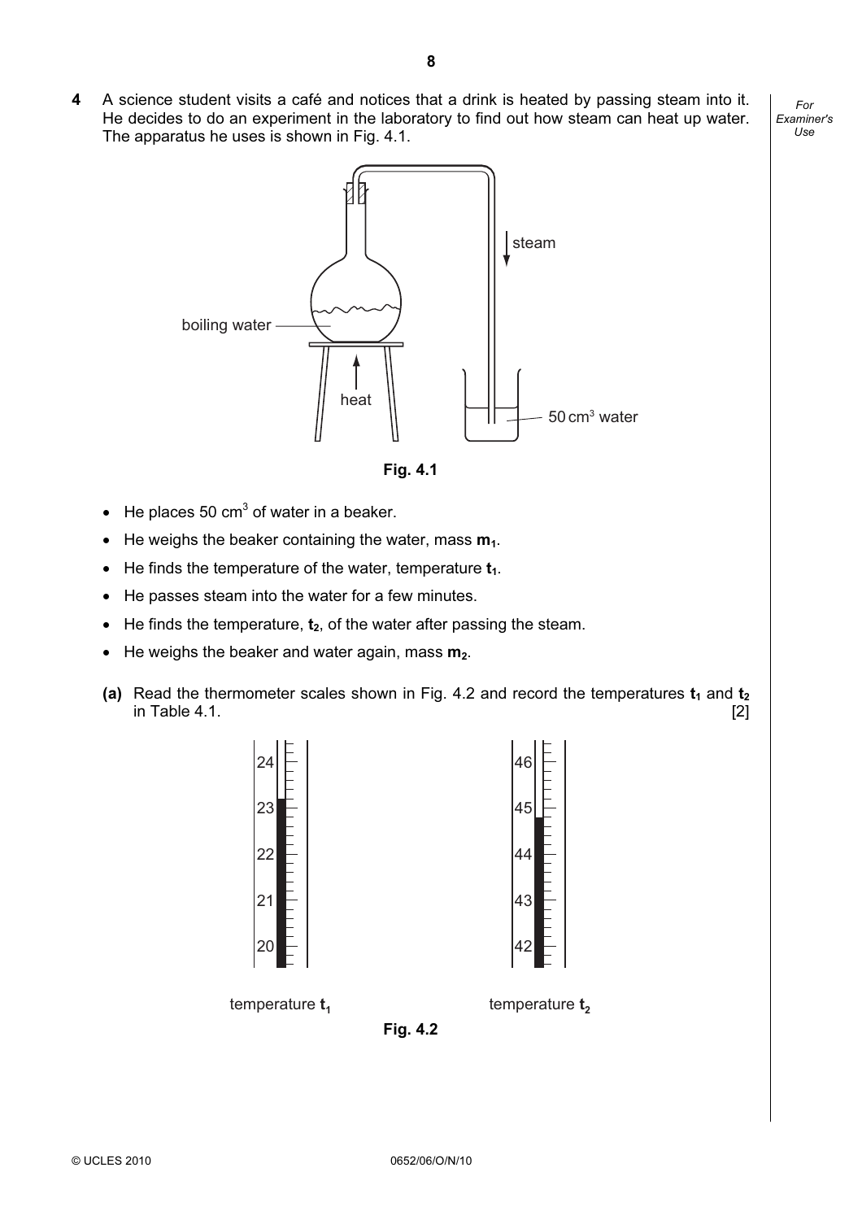**4** A science student visits a café and notices that a drink is heated by passing steam into it. He decides to do an experiment in the laboratory to find out how steam can heat up water. The apparatus he uses is shown in Fig. 4.1.

Fig. 4.1

- He places 50 cm$^3$ of water in a beaker.
- He weighs the beaker containing the water, mass $\mathbf{m_1}$.
- He finds the temperature of the water, temperature $\mathbf{t_1}$.
- He passes steam into the water for a few minutes.
- He finds the temperature, $\mathbf{t_2}$, of the water after passing the steam.
- He weighs the beaker and water again, mass $\mathbf{m_2}$.

**(a)** Read the thermometer scales shown in Fig. 4.2 and record the temperatures $\mathbf{t_1}$ and $\mathbf{t_2}$ in Table 4.1. [2]

temperature $\mathbf{t_1}$　　　　temperature $\mathbf{t_2}$

Fig. 4.2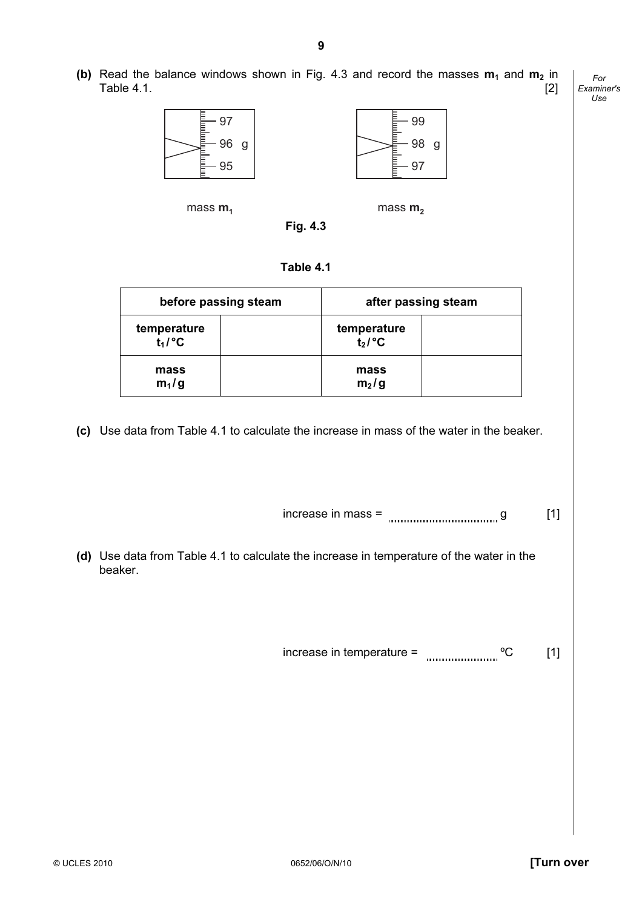**(b)** Read the balance windows shown in Fig. 4.3 and record the masses $m_1$ and $m_2$ in Table 4.1. [2]

97
96 g
95

mass $m_1$

99
98 g
97

mass $m_2$

**Fig. 4.3**

**Table 4.1**

| before passing steam | | after passing steam | |
|---|---|---|---|
| **temperature $t_1$ / °C** | | **temperature $t_2$ / °C** | |
| **mass $m_1$ / g** | | **mass $m_2$ / g** | |

**(c)** Use data from Table 4.1 to calculate the increase in mass of the water in the beaker.

increase in mass = .................................. g [1]

**(d)** Use data from Table 4.1 to calculate the increase in temperature of the water in the beaker.

increase in temperature = ...................... ºC [1]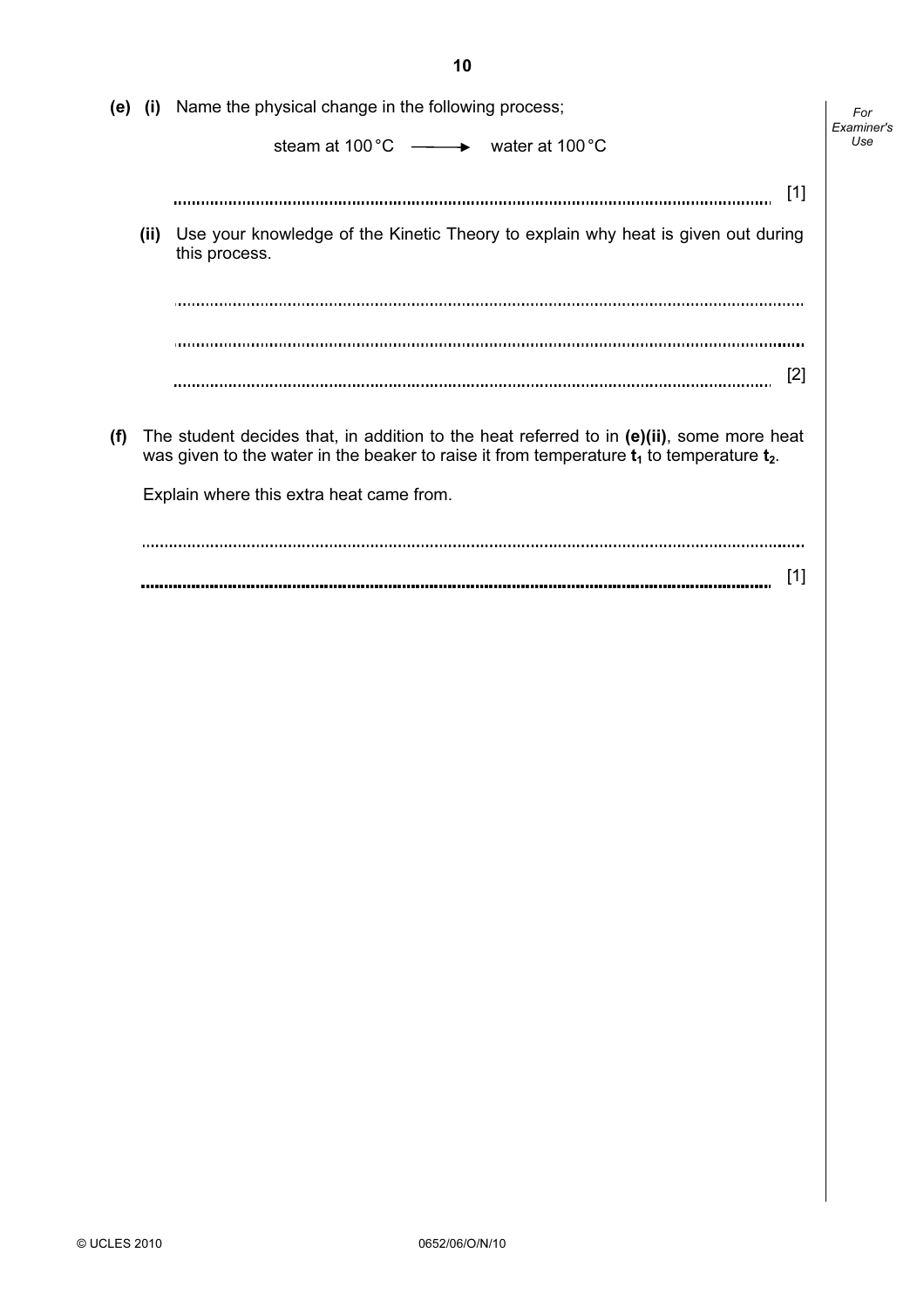**(e)** **(i)** Name the physical change in the following process;

steam at 100 °C ⟶ water at 100 °C

.................................................................................................................................. [1]

**(ii)** Use your knowledge of the Kinetic Theory to explain why heat is given out during this process.

..................................................................................................................................

..................................................................................................................................

.................................................................................................................................. [2]

**(f)** The student decides that, in addition to the heat referred to in **(e)(ii)**, some more heat was given to the water in the beaker to raise it from temperature $\mathbf{t_1}$ to temperature $\mathbf{t_2}$.

Explain where this extra heat came from.

..................................................................................................................................

.................................................................................................................................. [1]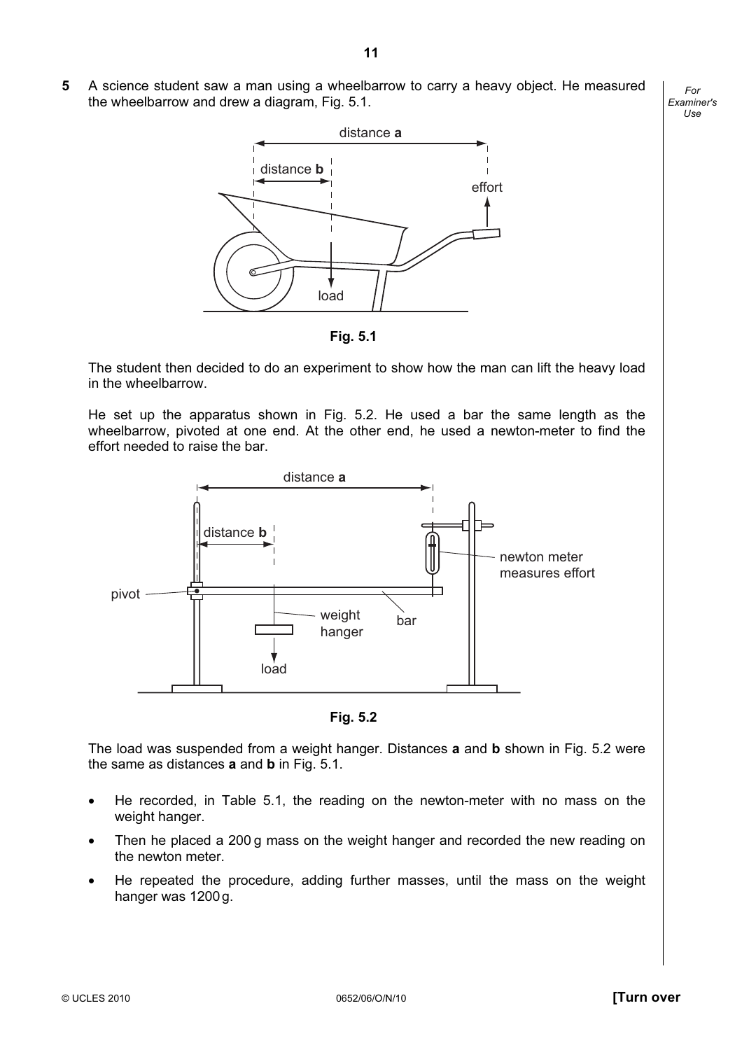**5** A science student saw a man using a wheelbarrow to carry a heavy object. He measured the wheelbarrow and drew a diagram, Fig. 5.1.

distance **a**

distance **b**

effort

load

**Fig. 5.1**

The student then decided to do an experiment to show how the man can lift the heavy load in the wheelbarrow.

He set up the apparatus shown in Fig. 5.2. He used a bar the same length as the wheelbarrow, pivoted at one end. At the other end, he used a newton-meter to find the effort needed to raise the bar.

distance **a**

distance **b**

newton meter measures effort

pivot

weight hanger

bar

load

**Fig. 5.2**

The load was suspended from a weight hanger. Distances **a** and **b** shown in Fig. 5.2 were the same as distances **a** and **b** in Fig. 5.1.

- He recorded, in Table 5.1, the reading on the newton-meter with no mass on the weight hanger.
- Then he placed a 200 g mass on the weight hanger and recorded the new reading on the newton meter.
- He repeated the procedure, adding further masses, until the mass on the weight hanger was 1200 g.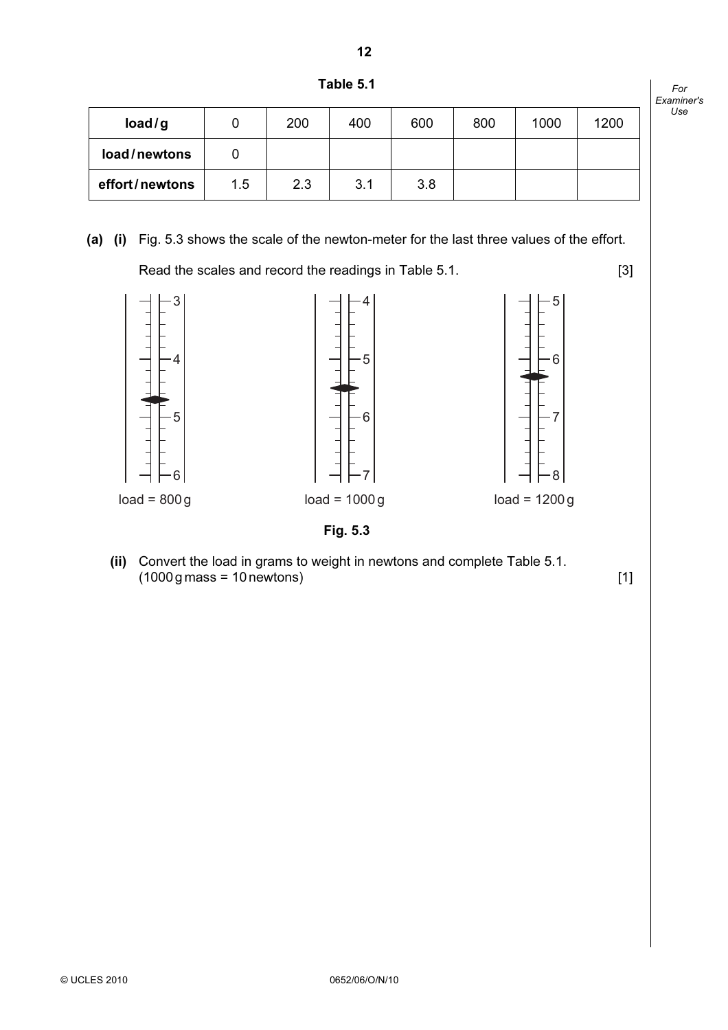**Table 5.1**

| load / g | 0 | 200 | 400 | 600 | 800 | 1000 | 1200 |
|---|---|---|---|---|---|---|---|
| load / newtons | 0 | | | | | | |
| effort / newtons | 1.5 | 2.3 | 3.1 | 3.8 | | | |

**(a) (i)** Fig. 5.3 shows the scale of the newton-meter for the last three values of the effort.

Read the scales and record the readings in Table 5.1. [3]

load = 800 g &nbsp;&nbsp;&nbsp;&nbsp; load = 1000 g &nbsp;&nbsp;&nbsp;&nbsp; load = 1200 g

**Fig. 5.3**

**(ii)** Convert the load in grams to weight in newtons and complete Table 5.1.
(1000 g mass = 10 newtons) [1]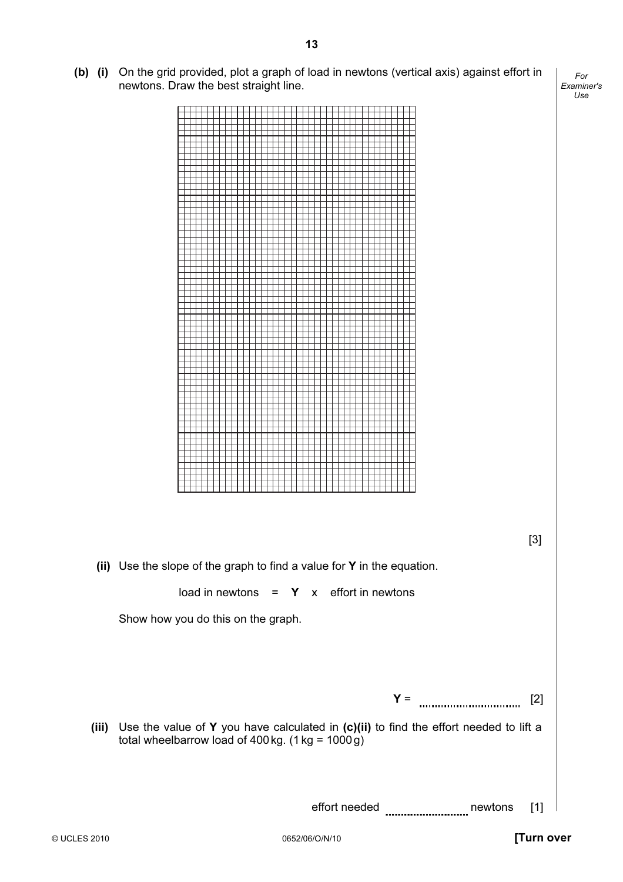**(b) (i)** On the grid provided, plot a graph of load in newtons (vertical axis) against effort in newtons. Draw the best straight line.

[3]

**(ii)** Use the slope of the graph to find a value for **Y** in the equation.

load in newtons = **Y** x effort in newtons

Show how you do this on the graph.

**Y** = .................................. [2]

**(iii)** Use the value of **Y** you have calculated in **(c)(ii)** to find the effort needed to lift a total wheelbarrow load of 400 kg. (1 kg = 1000 g)

effort needed .......................... newtons [1]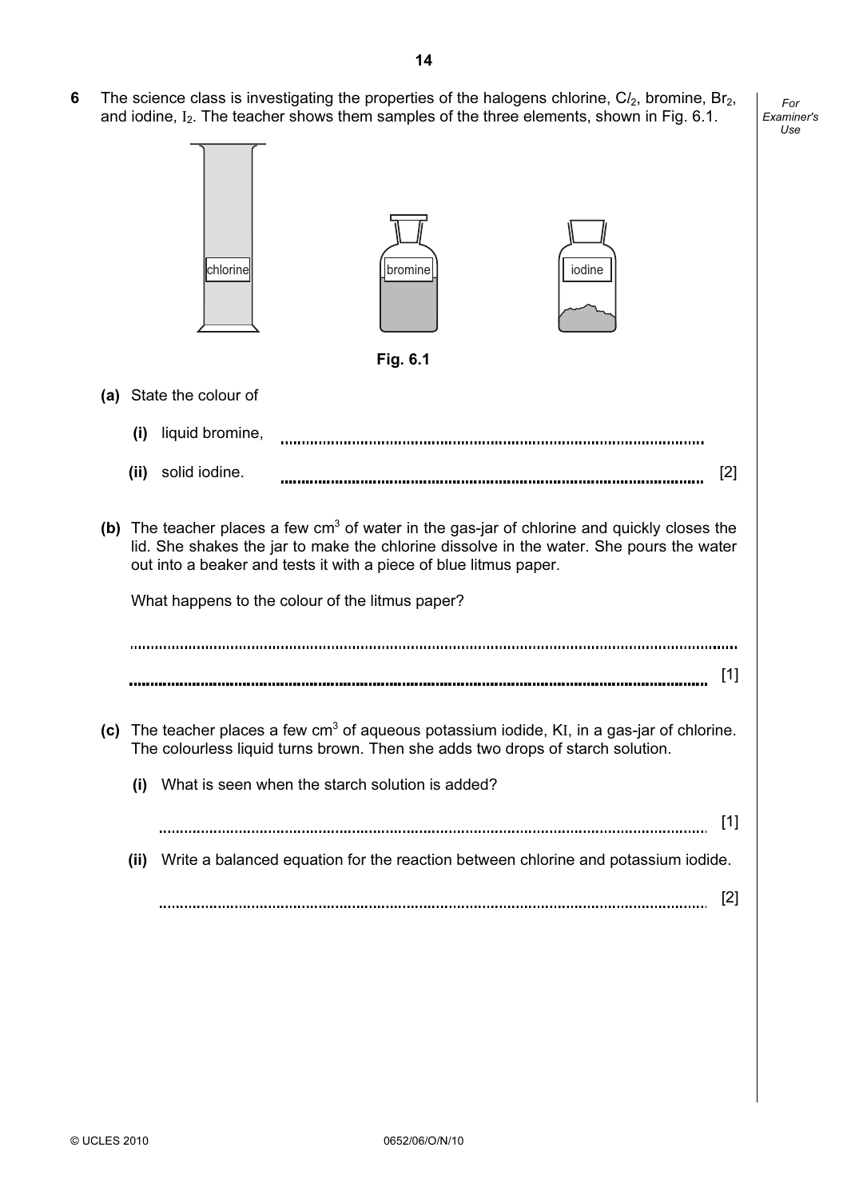**6** The science class is investigating the properties of the halogens chlorine, $Cl_2$, bromine, $Br_2$, and iodine, $I_2$. The teacher shows them samples of the three elements, shown in Fig. 6.1.

Fig. 6.1

**(a)** State the colour of

**(i)** liquid bromine, ..........................................................................................

**(ii)** solid iodine. .......................................................................................... [2]

**(b)** The teacher places a few $cm^3$ of water in the gas-jar of chlorine and quickly closes the lid. She shakes the jar to make the chlorine dissolve in the water. She pours the water out into a beaker and tests it with a piece of blue litmus paper.

What happens to the colour of the litmus paper?

..........................................................................................................................................

.......................................................................................................................................... [1]

**(c)** The teacher places a few $cm^3$ of aqueous potassium iodide, $KI$, in a gas-jar of chlorine. The colourless liquid turns brown. Then she adds two drops of starch solution.

**(i)** What is seen when the starch solution is added?

.......................................................................................................................... [1]

**(ii)** Write a balanced equation for the reaction between chlorine and potassium iodide.

.......................................................................................................................... [2]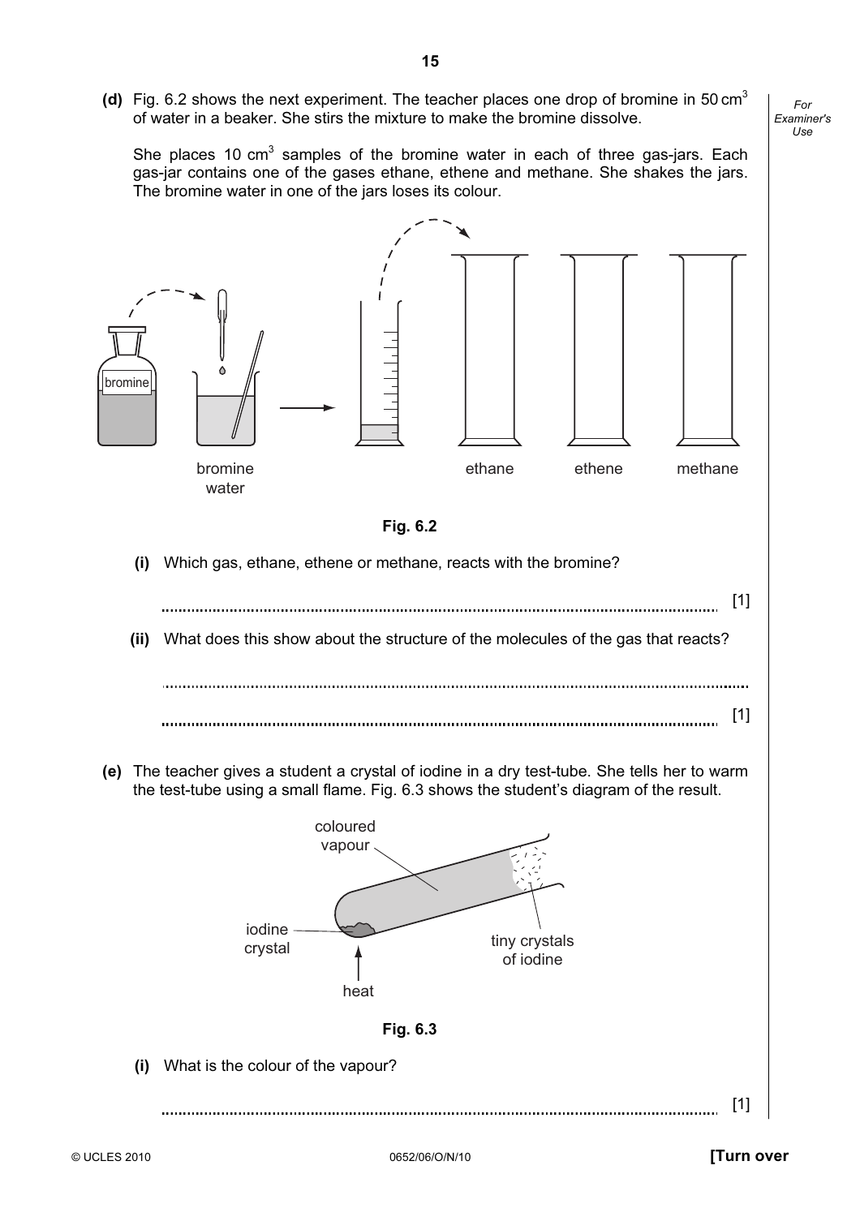**(d)** Fig. 6.2 shows the next experiment. The teacher places one drop of bromine in 50 $cm^3$ of water in a beaker. She stirs the mixture to make the bromine dissolve.

She places 10 $cm^3$ samples of the bromine water in each of three gas-jars. Each gas-jar contains one of the gases ethane, ethene and methane. She shakes the jars. The bromine water in one of the jars loses its colour.

bromine

bromine water

ethane

ethene

methane

**Fig. 6.2**

**(i)** Which gas, ethane, ethene or methane, reacts with the bromine?

.................................................................................................................................... [1]

**(ii)** What does this show about the structure of the molecules of the gas that reacts?

....................................................................................................................................

.................................................................................................................................... [1]

**(e)** The teacher gives a student a crystal of iodine in a dry test-tube. She tells her to warm the test-tube using a small flame. Fig. 6.3 shows the student's diagram of the result.

coloured vapour

iodine crystal

tiny crystals of iodine

heat

**Fig. 6.3**

**(i)** What is the colour of the vapour?

.................................................................................................................................... [1]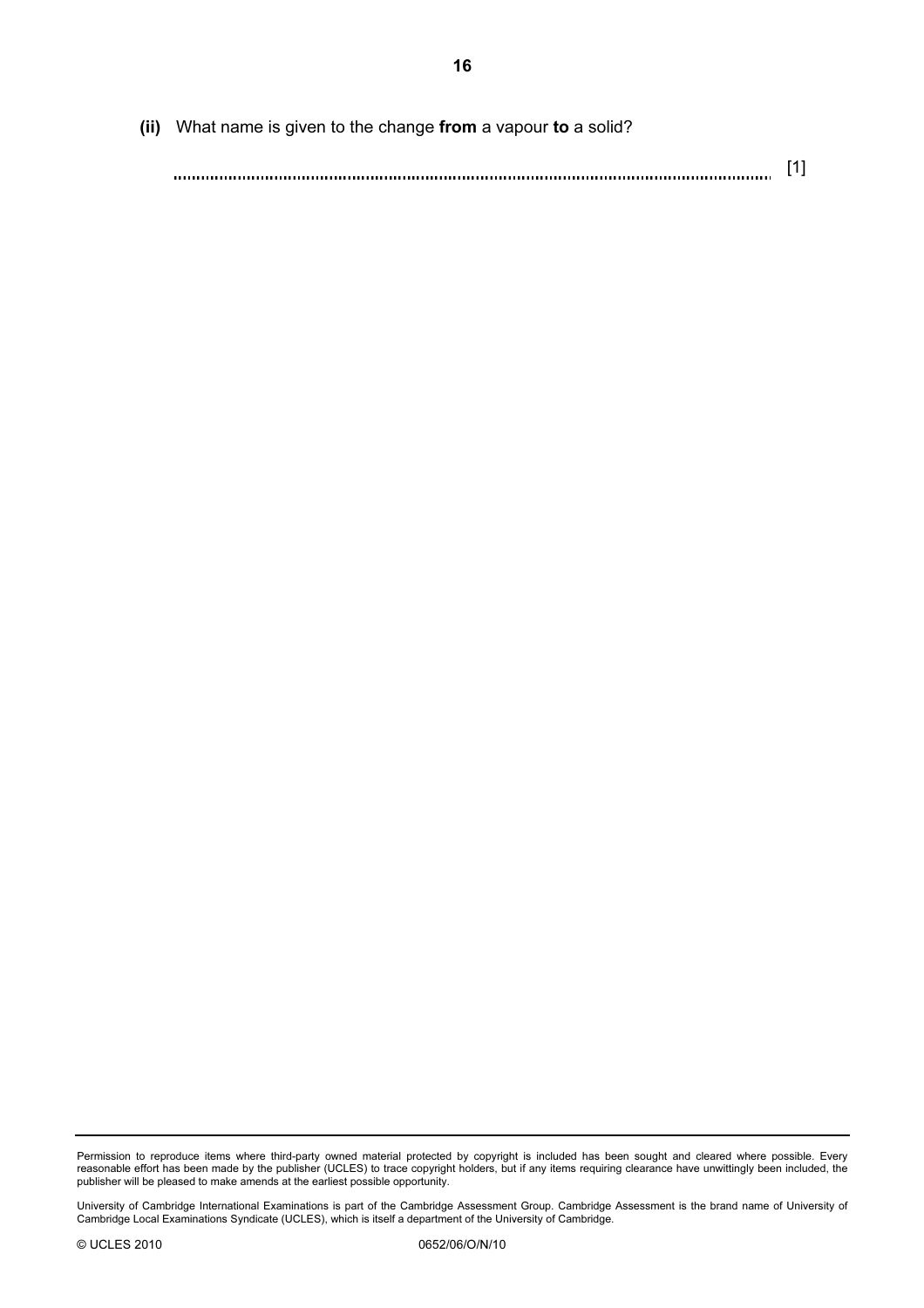**(ii)** What name is given to the change **from** a vapour **to** a solid?

.......................................................................................................................... [1]

Permission to reproduce items where third-party owned material protected by copyright is included has been sought and cleared where possible. Every reasonable effort has been made by the publisher (UCLES) to trace copyright holders, but if any items requiring clearance have unwittingly been included, the publisher will be pleased to make amends at the earliest possible opportunity.

University of Cambridge International Examinations is part of the Cambridge Assessment Group. Cambridge Assessment is the brand name of University of Cambridge Local Examinations Syndicate (UCLES), which is itself a department of the University of Cambridge.